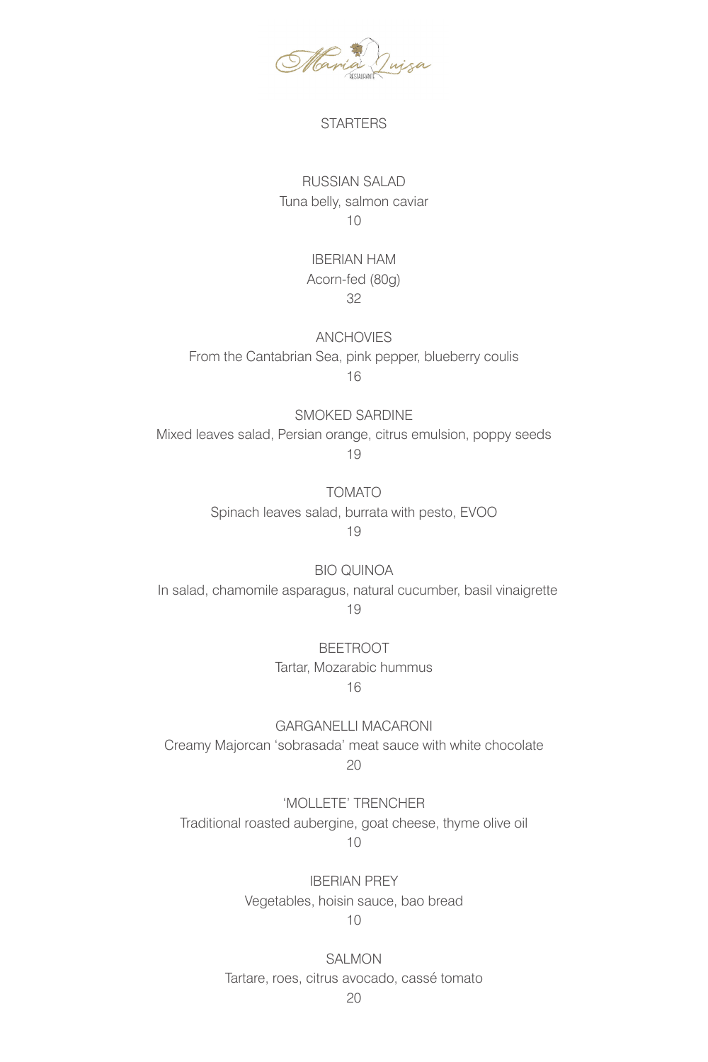# María Luisa Restaurante

## STARTERS

**RUSSIAN SALAD**
Tuna belly, salmon caviar
10

**IBERIAN HAM**
Acorn-fed (80g)
32

**ANCHOVIES**
From the Cantabrian Sea, pink pepper, blueberry coulis
16

**SMOKED SARDINE**
Mixed leaves salad, Persian orange, citrus emulsion, poppy seeds
19

**TOMATO**
Spinach leaves salad, burrata with pesto, EVOO
19

**BIO QUINOA**
In salad, chamomile asparagus, natural cucumber, basil vinaigrette
19

**BEETROOT**
Tartar, Mozarabic hummus
16

**GARGANELLI MACARONI**
Creamy Majorcan 'sobrasada' meat sauce with white chocolate
20

**'MOLLETE' TRENCHER**
Traditional roasted aubergine, goat cheese, thyme olive oil
10

**IBERIAN PREY**
Vegetables, hoisin sauce, bao bread
10

**SALMON**
Tartare, roes, citrus avocado, cassé tomato
20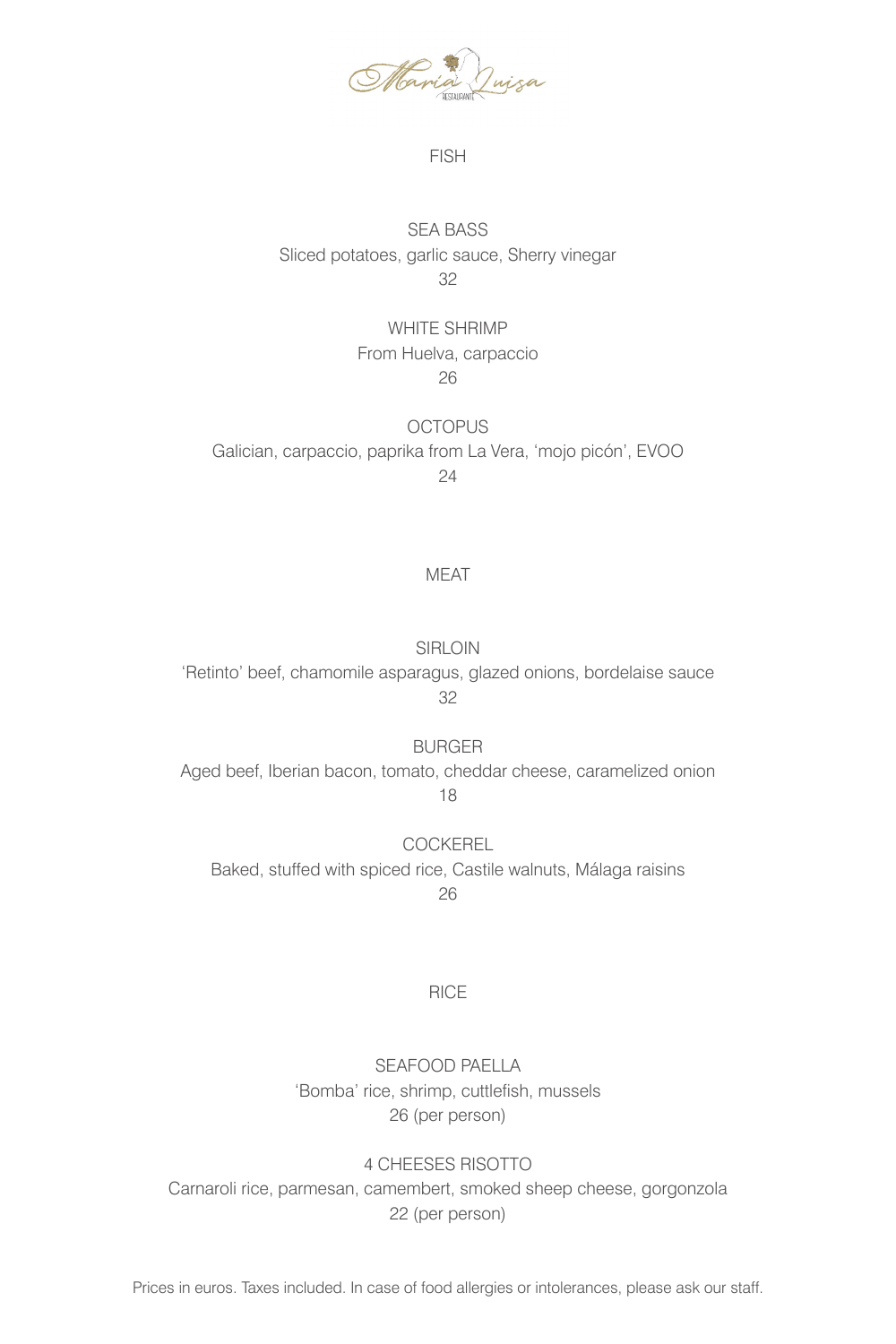María Luisa
RESTAURANTE

## FISH

### SEA BASS
Sliced potatoes, garlic sauce, Sherry vinegar
32

### WHITE SHRIMP
From Huelva, carpaccio
26

### OCTOPUS
Galician, carpaccio, paprika from La Vera, 'mojo picón', EVOO
24

## MEAT

### SIRLOIN
'Retinto' beef, chamomile asparagus, glazed onions, bordelaise sauce
32

### BURGER
Aged beef, Iberian bacon, tomato, cheddar cheese, caramelized onion
18

### COCKEREL
Baked, stuffed with spiced rice, Castile walnuts, Málaga raisins
26

## RICE

### SEAFOOD PAELLA
'Bomba' rice, shrimp, cuttlefish, mussels
26 (per person)

### 4 CHEESES RISOTTO
Carnaroli rice, parmesan, camembert, smoked sheep cheese, gorgonzola
22 (per person)

Prices in euros. Taxes included. In case of food allergies or intolerances, please ask our staff.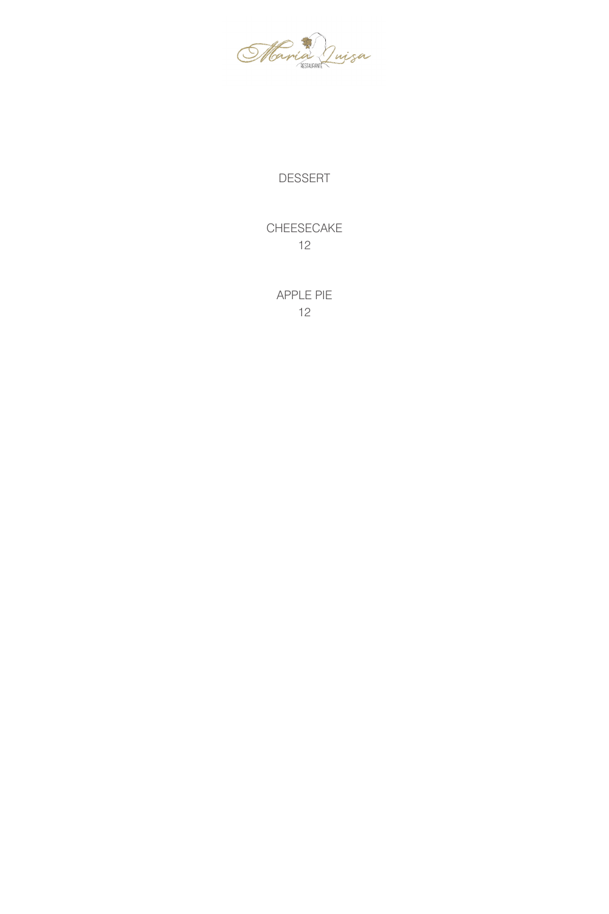Maria Luisa
RESTAURANTE

## DESSERT

CHEESECAKE
12

APPLE PIE
12